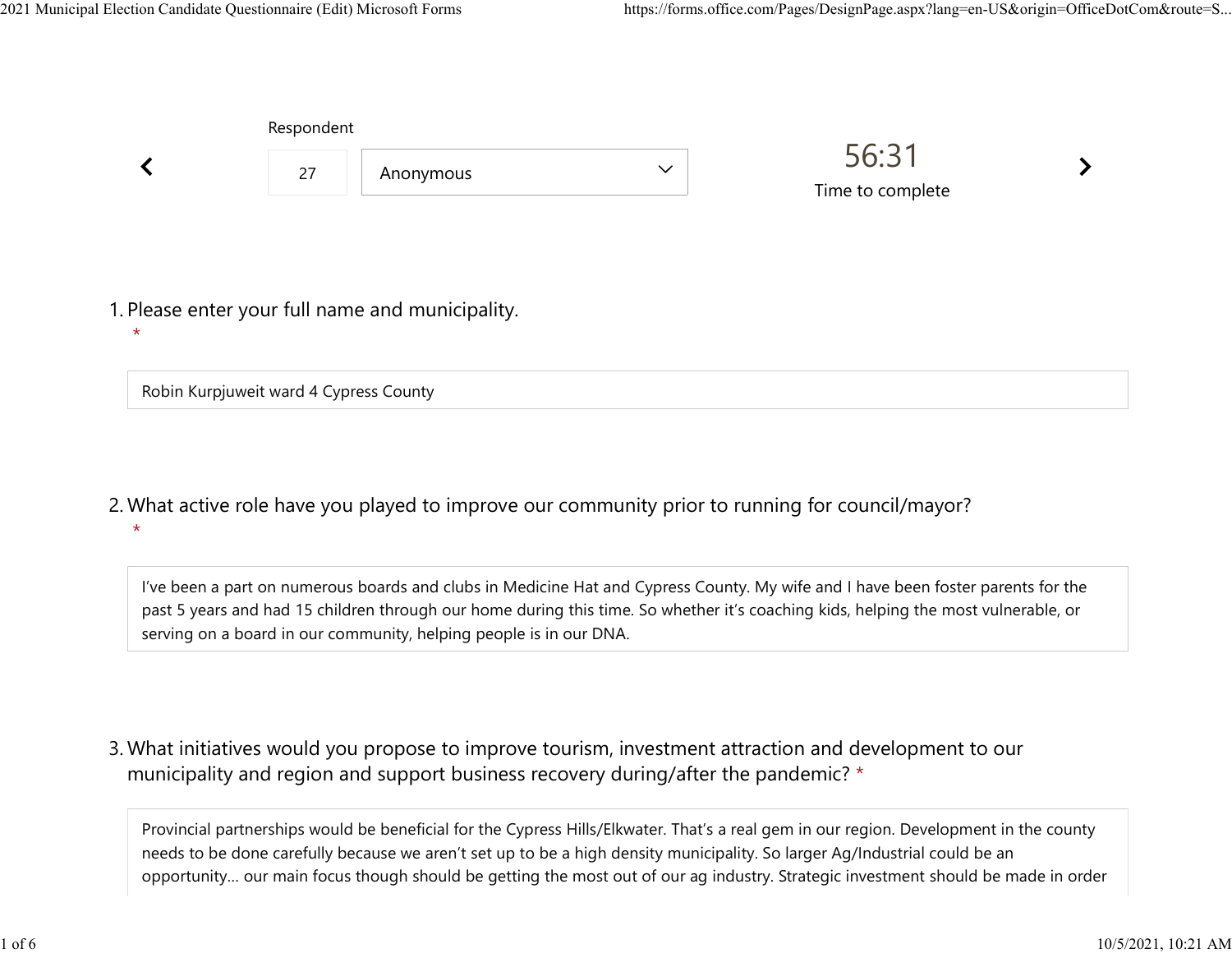Respondent

27 | Anonymous

56:31

Time to complete

1. Please enter your full name and municipality. *

Robin Kurpjuweit ward 4 Cypress County

2. What active role have you played to improve our community prior to running for council/mayor? *

I've been a part on numerous boards and clubs in Medicine Hat and Cypress County. My wife and I have been foster parents for the past 5 years and had 15 children through our home during this time. So whether it's coaching kids, helping the most vulnerable, or serving on a board in our community, helping people is in our DNA.

3. What initiatives would you propose to improve tourism, investment attraction and development to our municipality and region and support business recovery during/after the pandemic? *

Provincial partnerships would be beneficial for the Cypress Hills/Elkwater. That's a real gem in our region. Development in the county needs to be done carefully because we aren't set up to be a high density municipality. So larger Ag/Industrial could be an opportunity... our main focus though should be getting the most out of our ag industry. Strategic investment should be made in order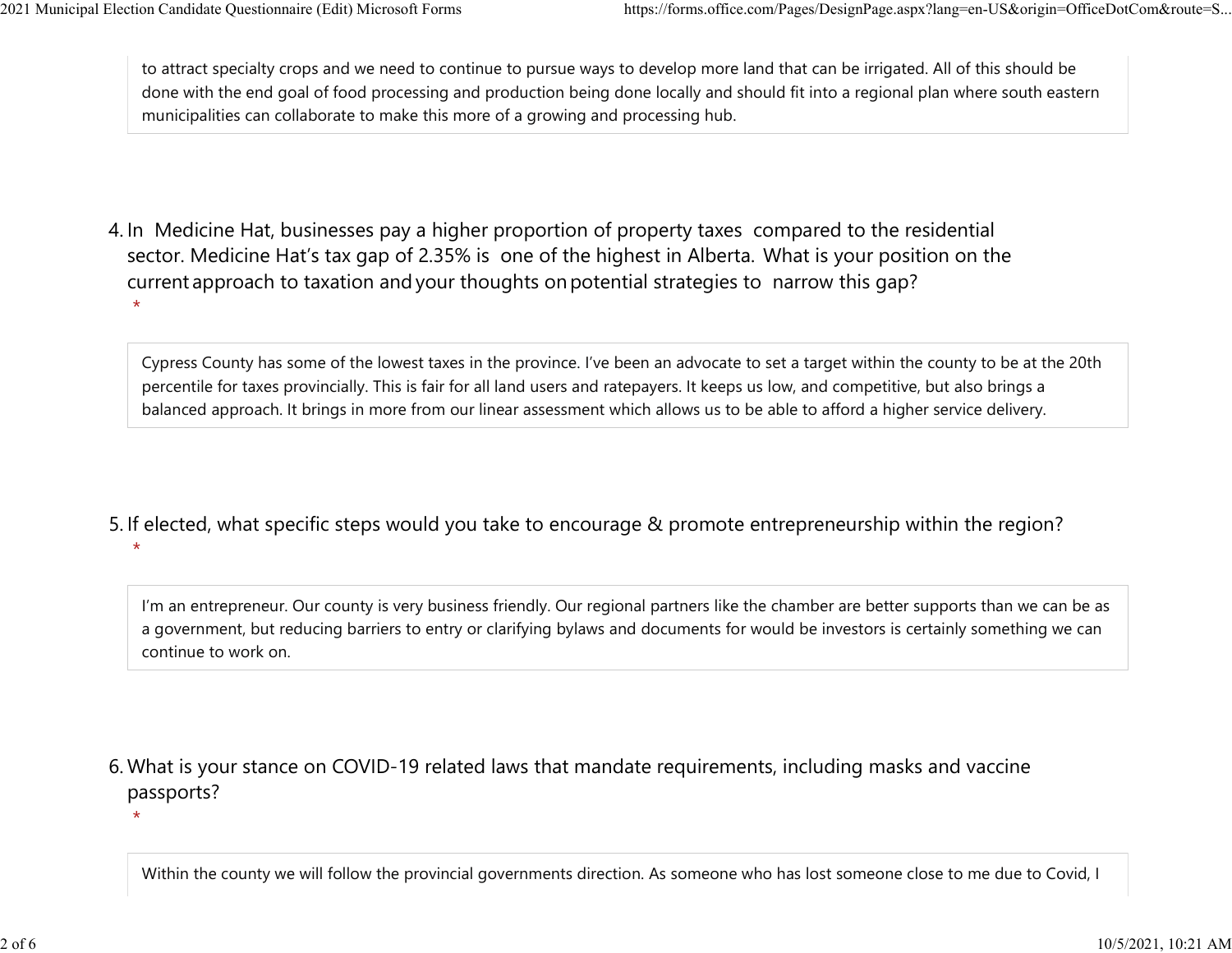to attract specialty crops and we need to continue to pursue ways to develop more land that can be irrigated. All of this should be done with the end goal of food processing and production being done locally and should fit into a regional plan where south eastern municipalities can collaborate to make this more of a growing and processing hub.

4. In Medicine Hat, businesses pay a higher proportion of property taxes compared to the residential sector. Medicine Hat's tax gap of 2.35% is one of the highest in Alberta. What is your position on the current approach to taxation and your thoughts on potential strategies to narrow this gap? *

Cypress County has some of the lowest taxes in the province. I've been an advocate to set a target within the county to be at the 20th percentile for taxes provincially. This is fair for all land users and ratepayers. It keeps us low, and competitive, but also brings a balanced approach. It brings in more from our linear assessment which allows us to be able to afford a higher service delivery.

5. If elected, what specific steps would you take to encourage & promote entrepreneurship within the region? *

I'm an entrepreneur. Our county is very business friendly. Our regional partners like the chamber are better supports than we can be as a government, but reducing barriers to entry or clarifying bylaws and documents for would be investors is certainly something we can continue to work on.

6. What is your stance on COVID-19 related laws that mandate requirements, including masks and vaccine passports? *

Within the county we will follow the provincial governments direction. As someone who has lost someone close to me due to Covid, I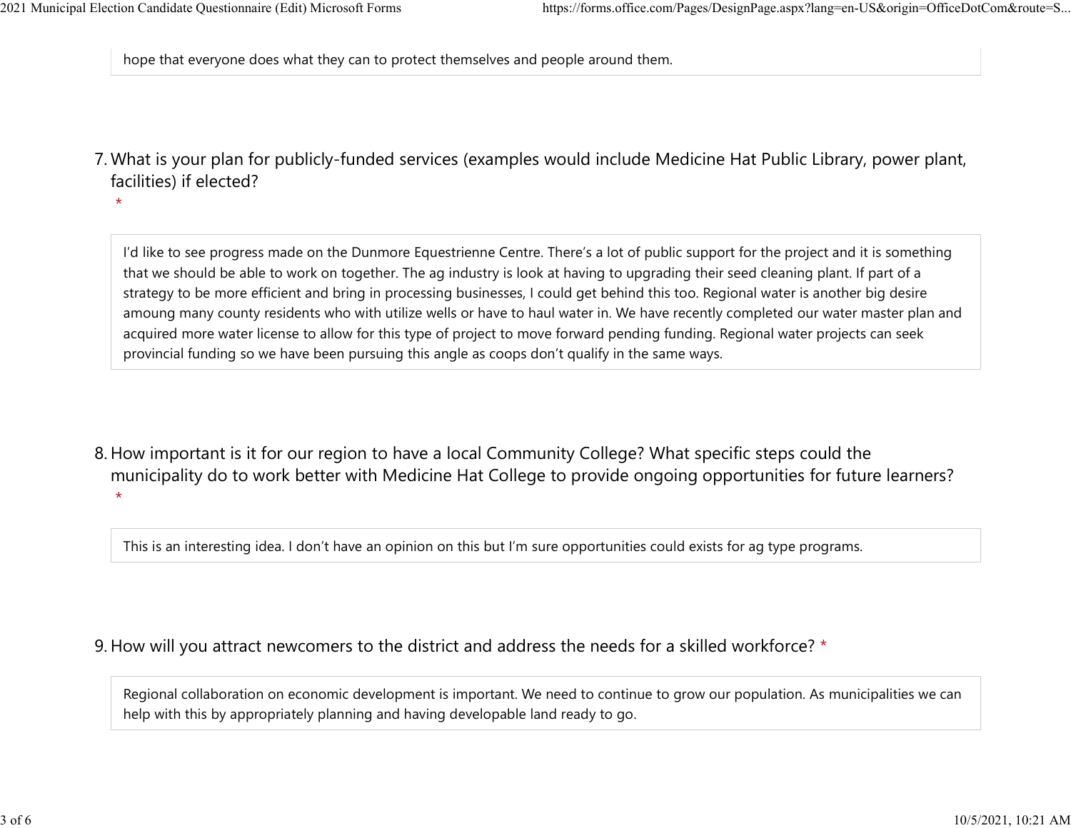hope that everyone does what they can to protect themselves and people around them.

7. What is your plan for publicly-funded services (examples would include Medicine Hat Public Library, power plant, facilities) if elected? *

I'd like to see progress made on the Dunmore Equestrienne Centre. There's a lot of public support for the project and it is something that we should be able to work on together. The ag industry is look at having to upgrading their seed cleaning plant. If part of a strategy to be more efficient and bring in processing businesses, I could get behind this too. Regional water is another big desire amoung many county residents who with utilize wells or have to haul water in. We have recently completed our water master plan and acquired more water license to allow for this type of project to move forward pending funding. Regional water projects can seek provincial funding so we have been pursuing this angle as coops don't qualify in the same ways.

8. How important is it for our region to have a local Community College? What specific steps could the municipality do to work better with Medicine Hat College to provide ongoing opportunities for future learners? *

This is an interesting idea. I don't have an opinion on this but I'm sure opportunities could exists for ag type programs.

9. How will you attract newcomers to the district and address the needs for a skilled workforce? *

Regional collaboration on economic development is important. We need to continue to grow our population. As municipalities we can help with this by appropriately planning and having developable land ready to go.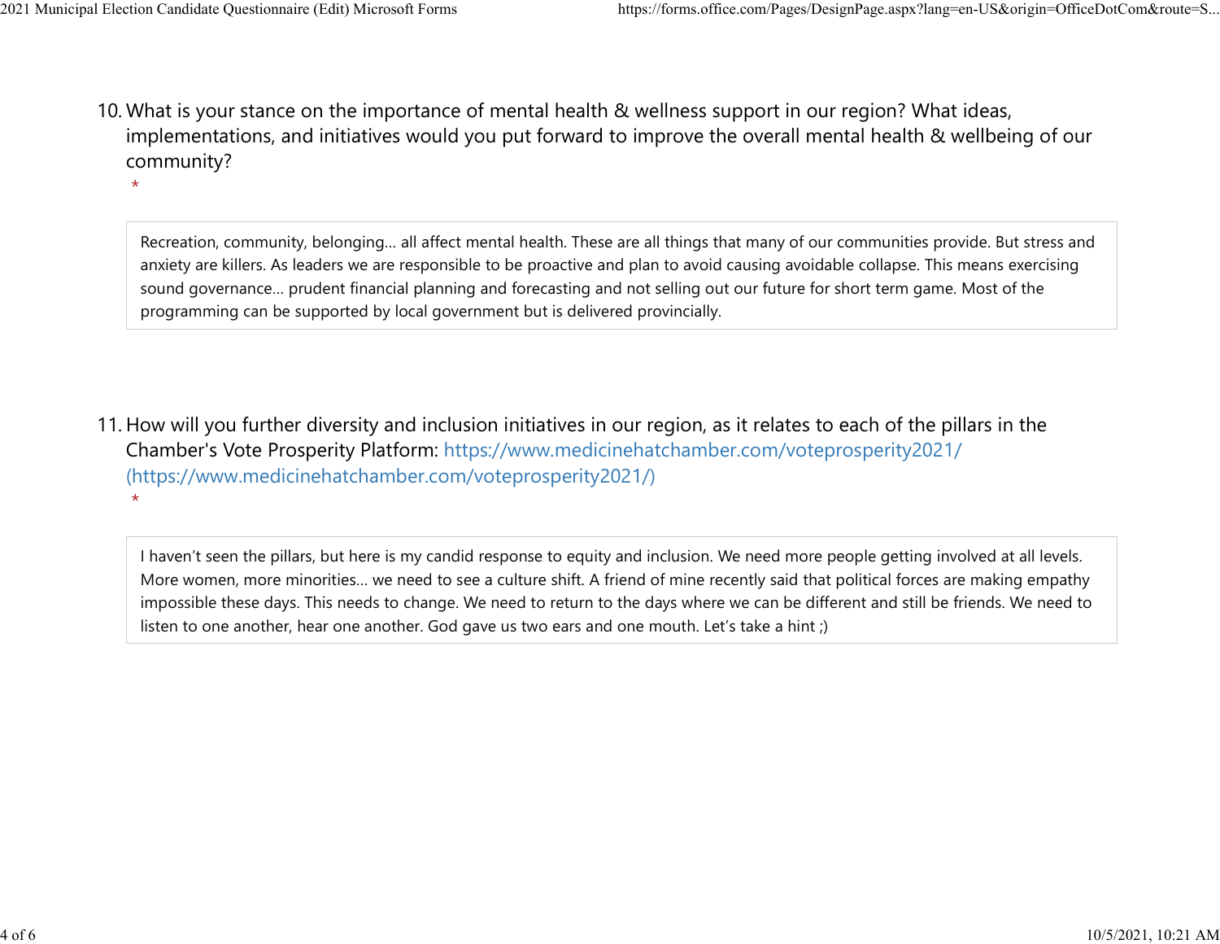10. What is your stance on the importance of mental health & wellness support in our region? What ideas, implementations, and initiatives would you put forward to improve the overall mental health & wellbeing of our community?
*

> Recreation, community, belonging... all affect mental health. These are all things that many of our communities provide. But stress and anxiety are killers. As leaders we are responsible to be proactive and plan to avoid causing avoidable collapse. This means exercising sound governance... prudent financial planning and forecasting and not selling out our future for short term game. Most of the programming can be supported by local government but is delivered provincially.

11. How will you further diversity and inclusion initiatives in our region, as it relates to each of the pillars in the Chamber's Vote Prosperity Platform: https://www.medicinehatchamber.com/voteprosperity2021/ (https://www.medicinehatchamber.com/voteprosperity2021/)
*

> I haven't seen the pillars, but here is my candid response to equity and inclusion. We need more people getting involved at all levels. More women, more minorities... we need to see a culture shift. A friend of mine recently said that political forces are making empathy impossible these days. This needs to change. We need to return to the days where we can be different and still be friends. We need to listen to one another, hear one another. God gave us two ears and one mouth. Let's take a hint ;)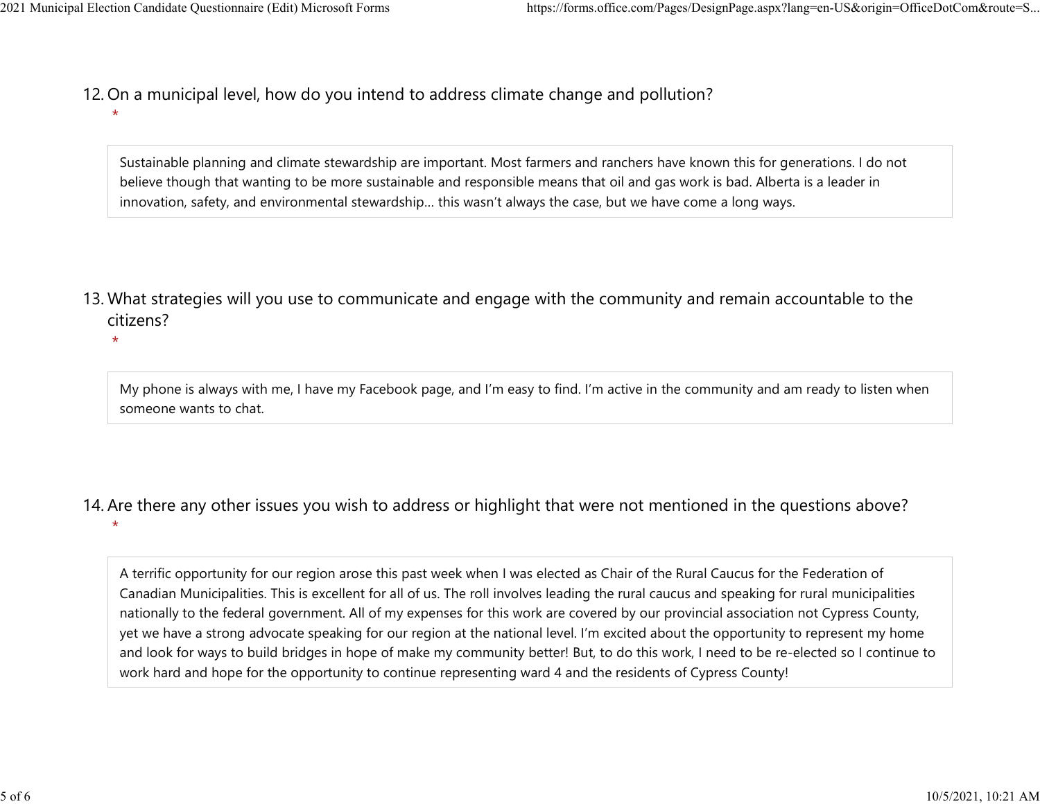12. On a municipal level, how do you intend to address climate change and pollution?

*

Sustainable planning and climate stewardship are important. Most farmers and ranchers have known this for generations. I do not believe though that wanting to be more sustainable and responsible means that oil and gas work is bad. Alberta is a leader in innovation, safety, and environmental stewardship… this wasn't always the case, but we have come a long ways.

13. What strategies will you use to communicate and engage with the community and remain accountable to the citizens?

*

My phone is always with me, I have my Facebook page, and I'm easy to find. I'm active in the community and am ready to listen when someone wants to chat.

14. Are there any other issues you wish to address or highlight that were not mentioned in the questions above?

*

A terrific opportunity for our region arose this past week when I was elected as Chair of the Rural Caucus for the Federation of Canadian Municipalities. This is excellent for all of us. The roll involves leading the rural caucus and speaking for rural municipalities nationally to the federal government. All of my expenses for this work are covered by our provincial association not Cypress County, yet we have a strong advocate speaking for our region at the national level. I'm excited about the opportunity to represent my home and look for ways to build bridges in hope of make my community better! But, to do this work, I need to be re-elected so I continue to work hard and hope for the opportunity to continue representing ward 4 and the residents of Cypress County!